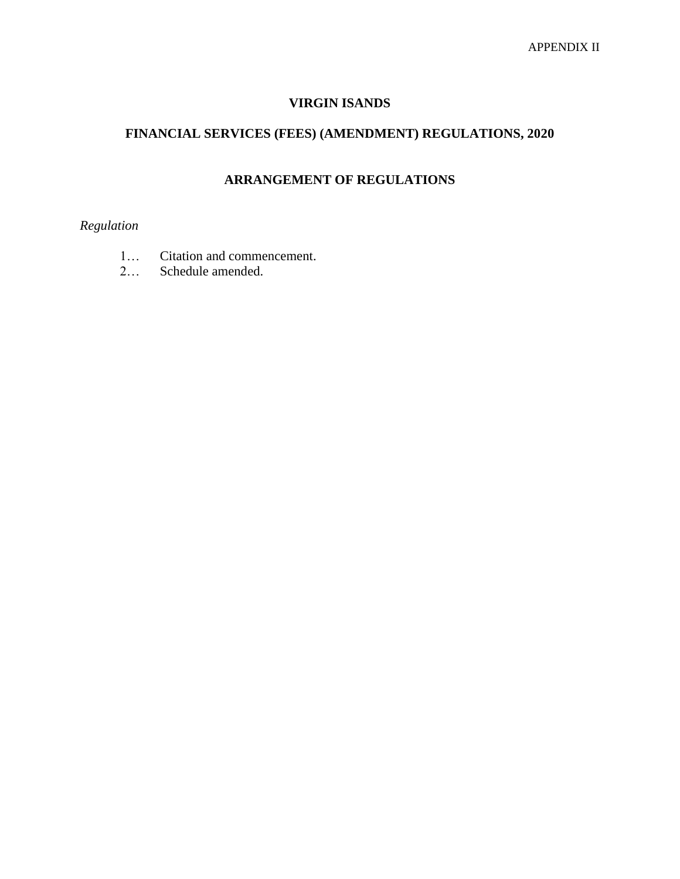APPENDIX II

# VIRGIN ISANDS

## FINANCIAL SERVICES (FEES) (AMENDMENT) REGULATIONS, 2020

### ARRANGEMENT OF REGULATIONS

*Regulation*

1… Citation and commencement.
2… Schedule amended.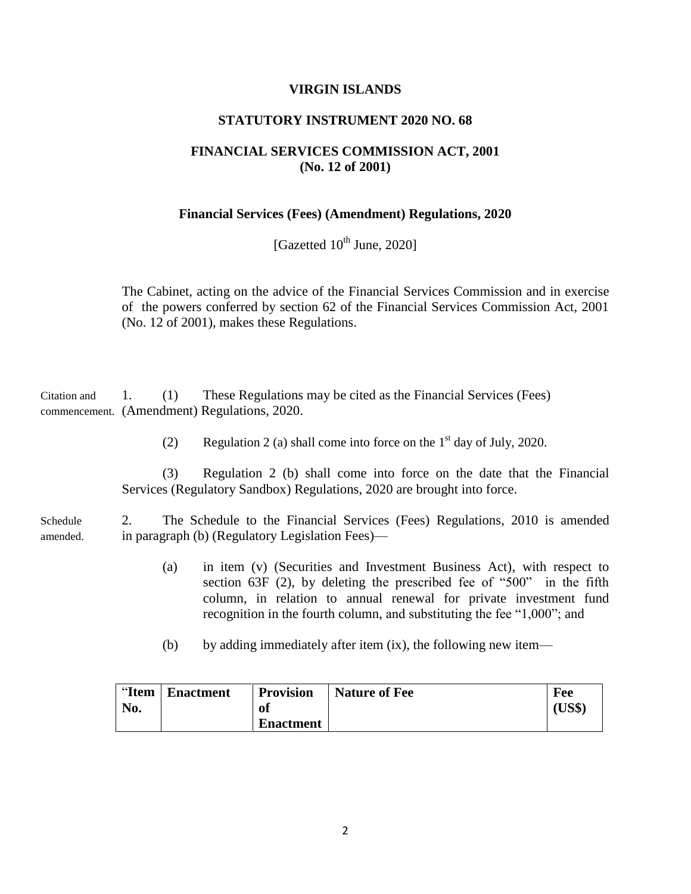**VIRGIN ISLANDS**

**STATUTORY INSTRUMENT 2020 NO. 68**

**FINANCIAL SERVICES COMMISSION ACT, 2001**
**(No. 12 of 2001)**

**Financial Services (Fees) (Amendment) Regulations, 2020**

[Gazetted 10th June, 2020]

The Cabinet, acting on the advice of the Financial Services Commission and in exercise of the powers conferred by section 62 of the Financial Services Commission Act, 2001 (No. 12 of 2001), makes these Regulations.

Citation and commencement.

1. (1) These Regulations may be cited as the Financial Services (Fees) (Amendment) Regulations, 2020.

(2) Regulation 2 (a) shall come into force on the 1st day of July, 2020.

(3) Regulation 2 (b) shall come into force on the date that the Financial Services (Regulatory Sandbox) Regulations, 2020 are brought into force.

Schedule amended.

2. The Schedule to the Financial Services (Fees) Regulations, 2010 is amended in paragraph (b) (Regulatory Legislation Fees)—

(a) in item (v) (Securities and Investment Business Act), with respect to section 63F (2), by deleting the prescribed fee of "500" in the fifth column, in relation to annual renewal for private investment fund recognition in the fourth column, and substituting the fee "1,000"; and

(b) by adding immediately after item (ix), the following new item—

| "Item No. | Enactment | Provision of Enactment | Nature of Fee | Fee (US$) |
|---|---|---|---|---|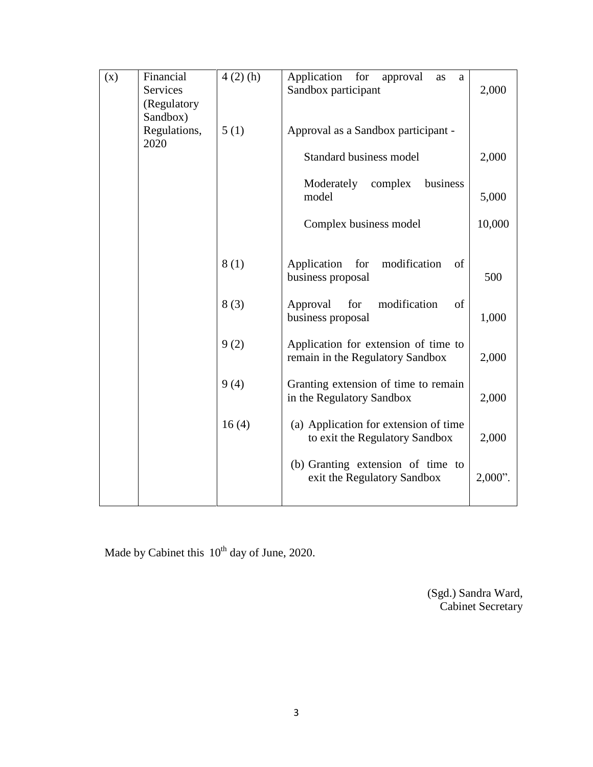| | | | | |
|---|---|---|---|---|
| (x) | Financial Services (Regulatory Sandbox) Regulations, 2020 | 4 (2) (h) | Application for approval as a Sandbox participant | 2,000 |
| | | 5 (1) | Approval as a Sandbox participant - | |
| | | | Standard business model | 2,000 |
| | | | Moderately complex business model | 5,000 |
| | | | Complex business model | 10,000 |
| | | 8 (1) | Application for modification of business proposal | 500 |
| | | 8 (3) | Approval for modification of business proposal | 1,000 |
| | | 9 (2) | Application for extension of time to remain in the Regulatory Sandbox | 2,000 |
| | | 9 (4) | Granting extension of time to remain in the Regulatory Sandbox | 2,000 |
| | | 16 (4) | (a) Application for extension of time to exit the Regulatory Sandbox | 2,000 |
| | | | (b) Granting extension of time to exit the Regulatory Sandbox | 2,000”. |

Made by Cabinet this 10th day of June, 2020.

(Sgd.) Sandra Ward,
Cabinet Secretary